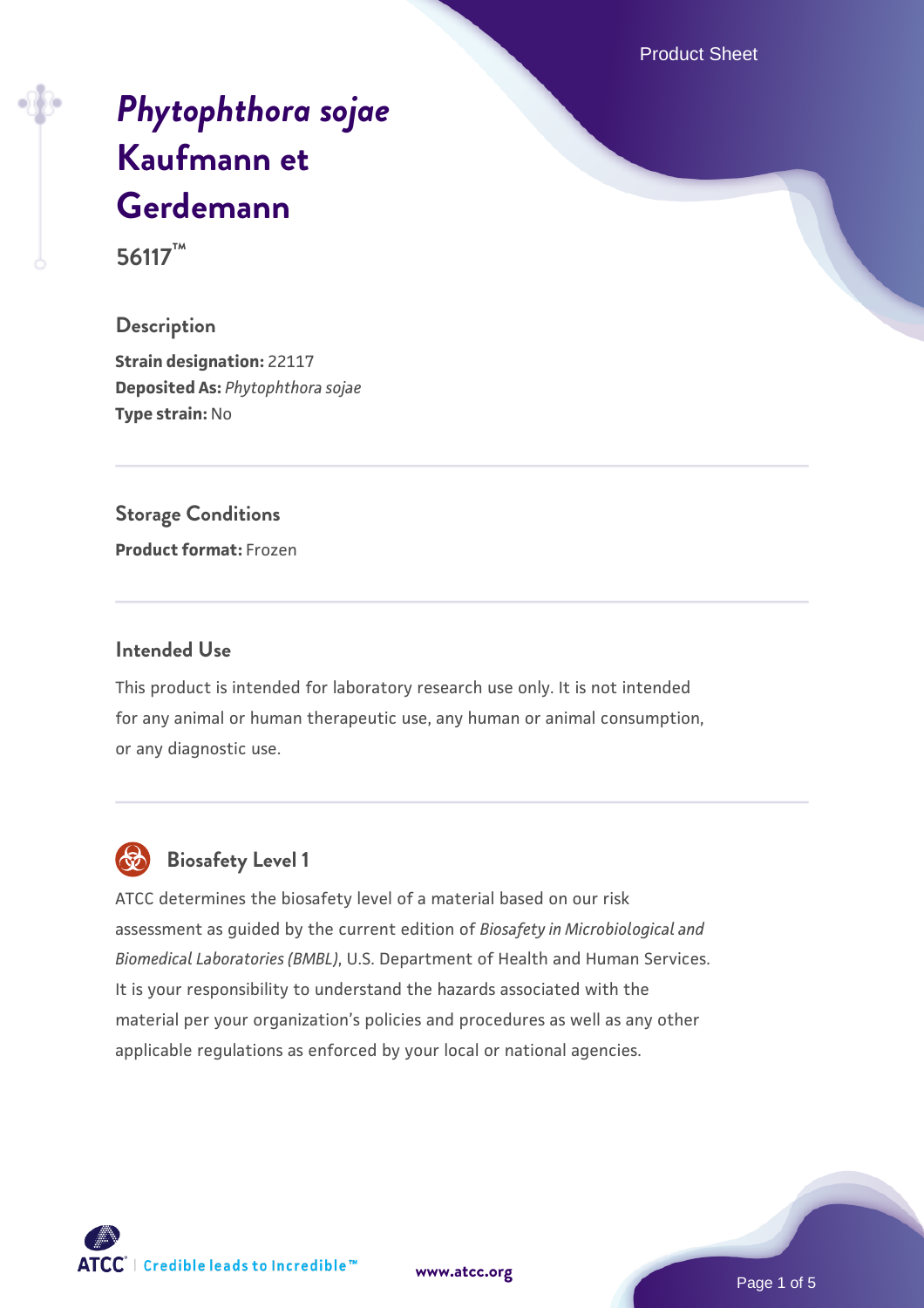# *Phytophthora sojae* Kaufmann et Gerdemann

**56117™**

## Description

**Strain designation:** 22117
**Deposited As:** *Phytophthora sojae*
**Type strain:** No

## Storage Conditions

**Product format:** Frozen

## Intended Use

This product is intended for laboratory research use only. It is not intended for any animal or human therapeutic use, any human or animal consumption, or any diagnostic use.

## Biosafety Level 1

ATCC determines the biosafety level of a material based on our risk assessment as guided by the current edition of *Biosafety in Microbiological and Biomedical Laboratories (BMBL)*, U.S. Department of Health and Human Services. It is your responsibility to understand the hazards associated with the material per your organization's policies and procedures as well as any other applicable regulations as enforced by your local or national agencies.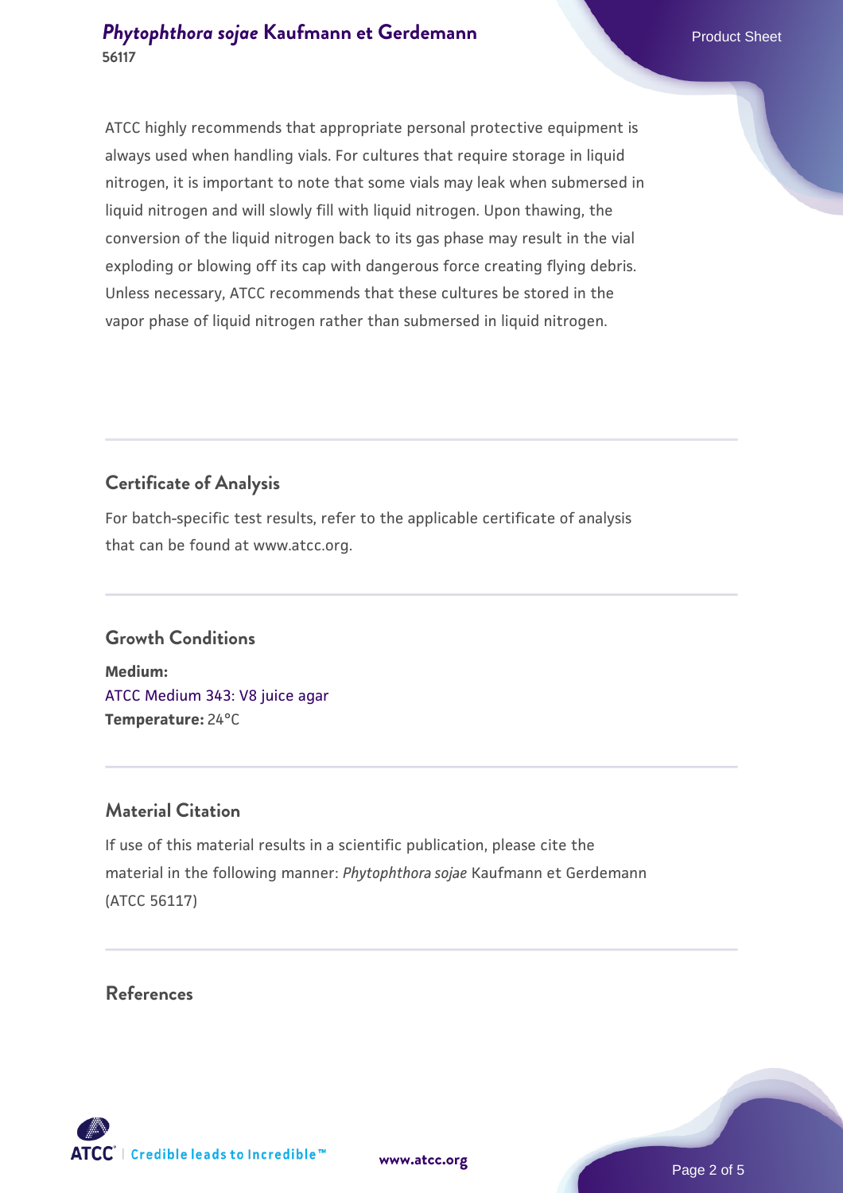ATCC highly recommends that appropriate personal protective equipment is always used when handling vials. For cultures that require storage in liquid nitrogen, it is important to note that some vials may leak when submersed in liquid nitrogen and will slowly fill with liquid nitrogen. Upon thawing, the conversion of the liquid nitrogen back to its gas phase may result in the vial exploding or blowing off its cap with dangerous force creating flying debris. Unless necessary, ATCC recommends that these cultures be stored in the vapor phase of liquid nitrogen rather than submersed in liquid nitrogen.

## Certificate of Analysis

For batch-specific test results, refer to the applicable certificate of analysis that can be found at www.atcc.org.

## Growth Conditions

**Medium:**
ATCC Medium 343: V8 juice agar
**Temperature:** 24°C

## Material Citation

If use of this material results in a scientific publication, please cite the material in the following manner: *Phytophthora sojae* Kaufmann et Gerdemann (ATCC 56117)

## References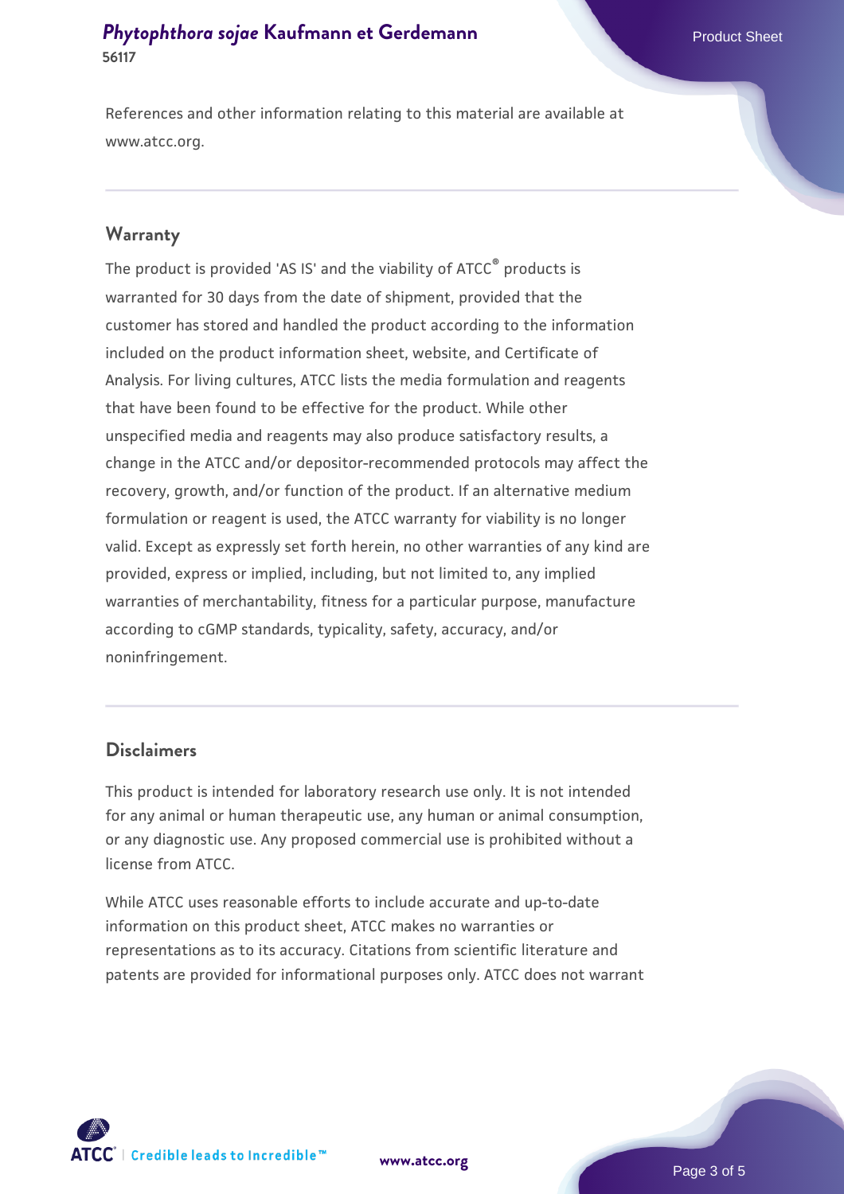References and other information relating to this material are available at www.atcc.org.

## Warranty

The product is provided 'AS IS' and the viability of ATCC® products is warranted for 30 days from the date of shipment, provided that the customer has stored and handled the product according to the information included on the product information sheet, website, and Certificate of Analysis. For living cultures, ATCC lists the media formulation and reagents that have been found to be effective for the product. While other unspecified media and reagents may also produce satisfactory results, a change in the ATCC and/or depositor-recommended protocols may affect the recovery, growth, and/or function of the product. If an alternative medium formulation or reagent is used, the ATCC warranty for viability is no longer valid. Except as expressly set forth herein, no other warranties of any kind are provided, express or implied, including, but not limited to, any implied warranties of merchantability, fitness for a particular purpose, manufacture according to cGMP standards, typicality, safety, accuracy, and/or noninfringement.

## Disclaimers

This product is intended for laboratory research use only. It is not intended for any animal or human therapeutic use, any human or animal consumption, or any diagnostic use. Any proposed commercial use is prohibited without a license from ATCC.

While ATCC uses reasonable efforts to include accurate and up-to-date information on this product sheet, ATCC makes no warranties or representations as to its accuracy. Citations from scientific literature and patents are provided for informational purposes only. ATCC does not warrant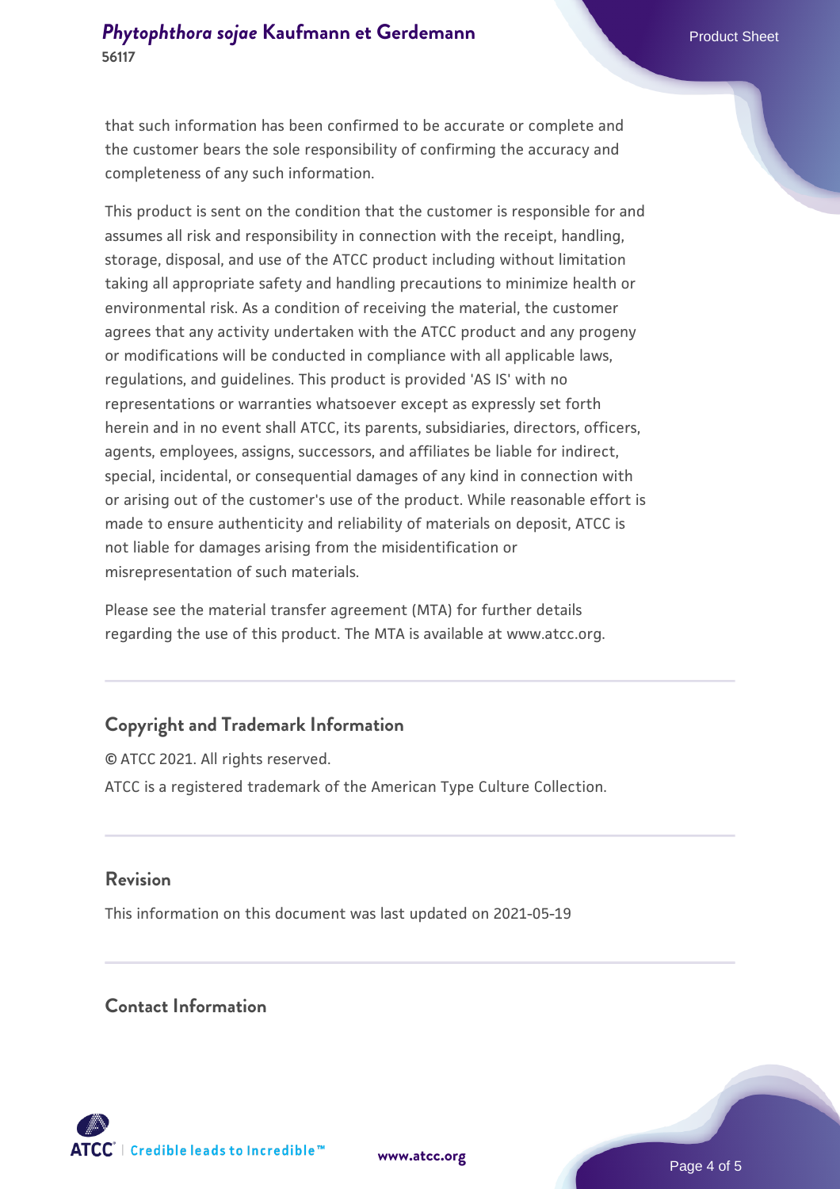that such information has been confirmed to be accurate or complete and the customer bears the sole responsibility of confirming the accuracy and completeness of any such information.

This product is sent on the condition that the customer is responsible for and assumes all risk and responsibility in connection with the receipt, handling, storage, disposal, and use of the ATCC product including without limitation taking all appropriate safety and handling precautions to minimize health or environmental risk. As a condition of receiving the material, the customer agrees that any activity undertaken with the ATCC product and any progeny or modifications will be conducted in compliance with all applicable laws, regulations, and guidelines. This product is provided 'AS IS' with no representations or warranties whatsoever except as expressly set forth herein and in no event shall ATCC, its parents, subsidiaries, directors, officers, agents, employees, assigns, successors, and affiliates be liable for indirect, special, incidental, or consequential damages of any kind in connection with or arising out of the customer's use of the product. While reasonable effort is made to ensure authenticity and reliability of materials on deposit, ATCC is not liable for damages arising from the misidentification or misrepresentation of such materials.

Please see the material transfer agreement (MTA) for further details regarding the use of this product. The MTA is available at www.atcc.org.

## Copyright and Trademark Information

© ATCC 2021. All rights reserved.

ATCC is a registered trademark of the American Type Culture Collection.

## Revision

This information on this document was last updated on 2021-05-19

## Contact Information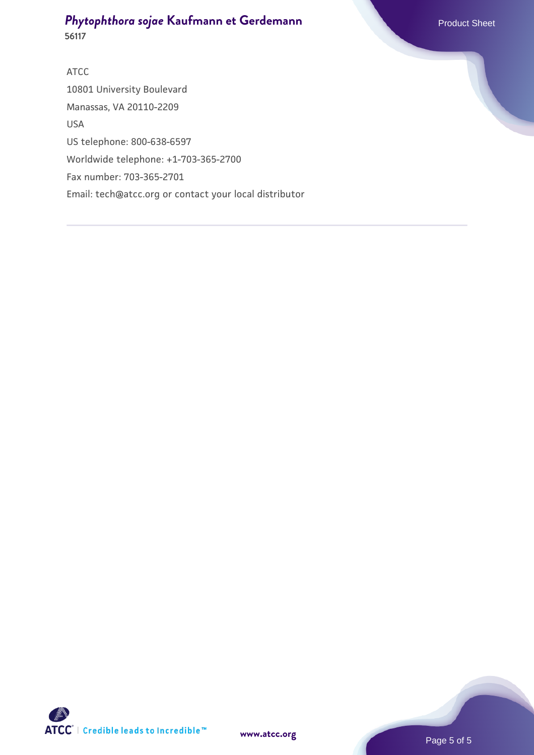ATCC

10801 University Boulevard

Manassas, VA 20110-2209

USA

US telephone: 800-638-6597

Worldwide telephone: +1-703-365-2700

Fax number: 703-365-2701

Email: tech@atcc.org or contact your local distributor